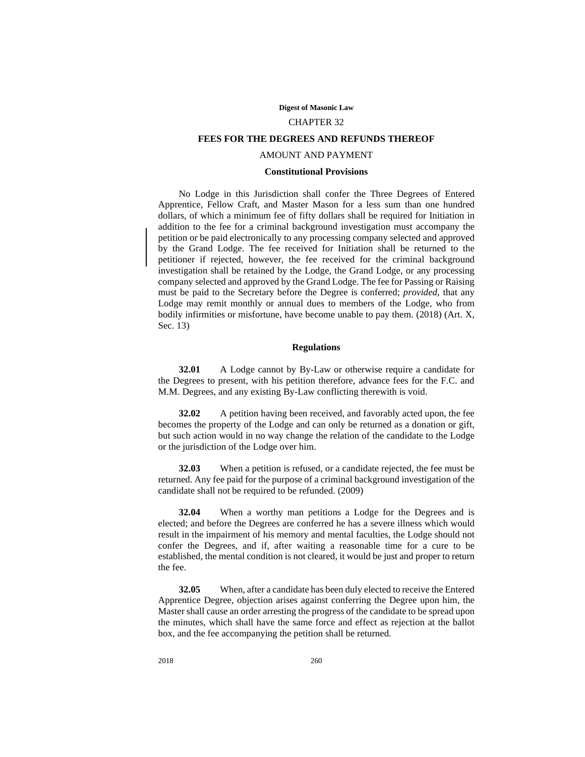**Digest of Masonic Law**

# CHAPTER 32

## FEES FOR THE DEGREES AND REFUNDS THEREOF

### AMOUNT AND PAYMENT

#### Constitutional Provisions

No Lodge in this Jurisdiction shall confer the Three Degrees of Entered Apprentice, Fellow Craft, and Master Mason for a less sum than one hundred dollars, of which a minimum fee of fifty dollars shall be required for Initiation in addition to the fee for a criminal background investigation must accompany the petition or be paid electronically to any processing company selected and approved by the Grand Lodge. The fee received for Initiation shall be returned to the petitioner if rejected, however, the fee received for the criminal background investigation shall be retained by the Lodge, the Grand Lodge, or any processing company selected and approved by the Grand Lodge. The fee for Passing or Raising must be paid to the Secretary before the Degree is conferred; *provided*, that any Lodge may remit monthly or annual dues to members of the Lodge, who from bodily infirmities or misfortune, have become unable to pay them. (2018) (Art. X, Sec. 13)

#### Regulations

**32.01** A Lodge cannot by By-Law or otherwise require a candidate for the Degrees to present, with his petition therefore, advance fees for the F.C. and M.M. Degrees, and any existing By-Law conflicting therewith is void.

**32.02** A petition having been received, and favorably acted upon, the fee becomes the property of the Lodge and can only be returned as a donation or gift, but such action would in no way change the relation of the candidate to the Lodge or the jurisdiction of the Lodge over him.

**32.03** When a petition is refused, or a candidate rejected, the fee must be returned. Any fee paid for the purpose of a criminal background investigation of the candidate shall not be required to be refunded. (2009)

**32.04** When a worthy man petitions a Lodge for the Degrees and is elected; and before the Degrees are conferred he has a severe illness which would result in the impairment of his memory and mental faculties, the Lodge should not confer the Degrees, and if, after waiting a reasonable time for a cure to be established, the mental condition is not cleared, it would be just and proper to return the fee.

**32.05** When, after a candidate has been duly elected to receive the Entered Apprentice Degree, objection arises against conferring the Degree upon him, the Master shall cause an order arresting the progress of the candidate to be spread upon the minutes, which shall have the same force and effect as rejection at the ballot box, and the fee accompanying the petition shall be returned.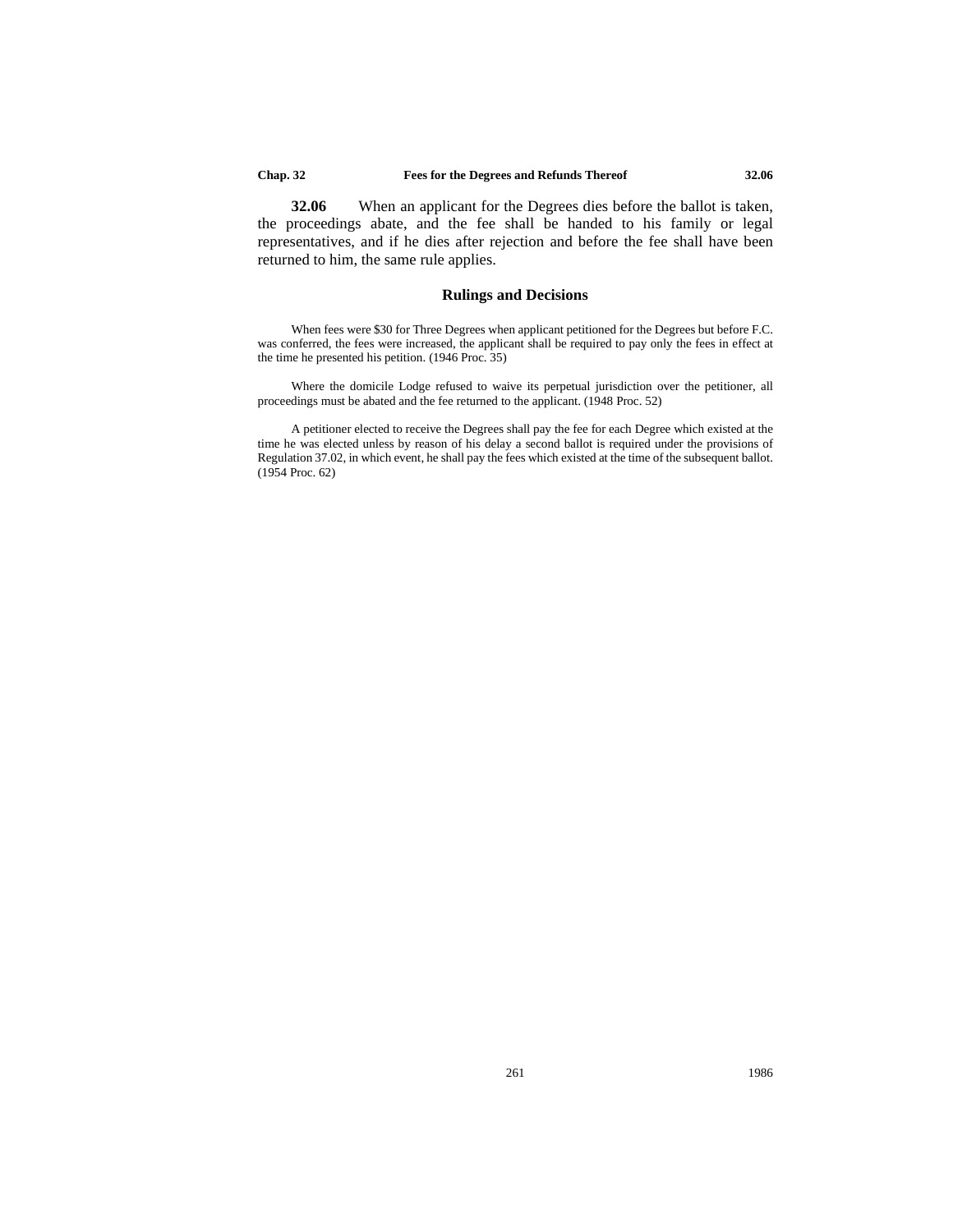**32.06** When an applicant for the Degrees dies before the ballot is taken, the proceedings abate, and the fee shall be handed to his family or legal representatives, and if he dies after rejection and before the fee shall have been returned to him, the same rule applies.

### Rulings and Decisions

When fees were $30 for Three Degrees when applicant petitioned for the Degrees but before F.C. was conferred, the fees were increased, the applicant shall be required to pay only the fees in effect at the time he presented his petition. (1946 Proc. 35)

Where the domicile Lodge refused to waive its perpetual jurisdiction over the petitioner, all proceedings must be abated and the fee returned to the applicant. (1948 Proc. 52)

A petitioner elected to receive the Degrees shall pay the fee for each Degree which existed at the time he was elected unless by reason of his delay a second ballot is required under the provisions of Regulation 37.02, in which event, he shall pay the fees which existed at the time of the subsequent ballot. (1954 Proc. 62)